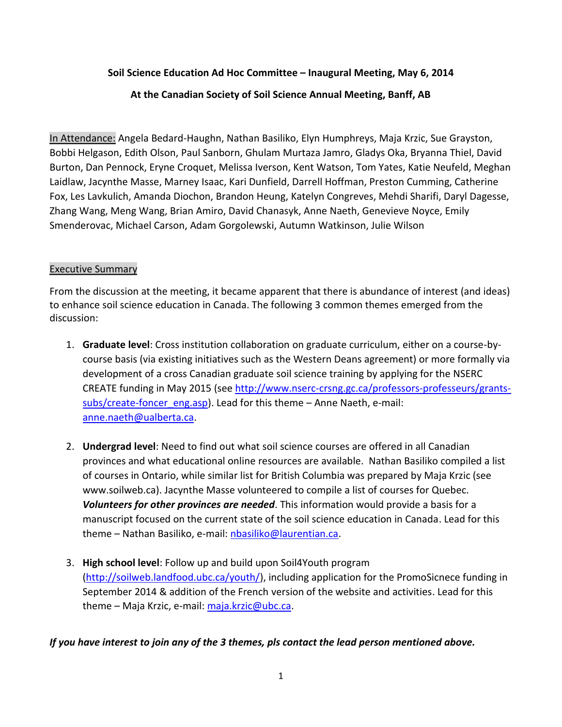**Soil Science Education Ad Hoc Committee – Inaugural Meeting, May 6, 2014**

**At the Canadian Society of Soil Science Annual Meeting, Banff, AB**

In Attendance: Angela Bedard-Haughn, Nathan Basiliko, Elyn Humphreys, Maja Krzic, Sue Grayston, Bobbi Helgason, Edith Olson, Paul Sanborn, Ghulam Murtaza Jamro, Gladys Oka, Bryanna Thiel, David Burton, Dan Pennock, Eryne Croquet, Melissa Iverson, Kent Watson, Tom Yates, Katie Neufeld, Meghan Laidlaw, Jacynthe Masse, Marney Isaac, Kari Dunfield, Darrell Hoffman, Preston Cumming, Catherine Fox, Les Lavkulich, Amanda Diochon, Brandon Heung, Katelyn Congreves, Mehdi Sharifi, Daryl Dagesse, Zhang Wang, Meng Wang, Brian Amiro, David Chanasyk, Anne Naeth, Genevieve Noyce, Emily Smenderovac, Michael Carson, Adam Gorgolewski, Autumn Watkinson, Julie Wilson

Executive Summary

From the discussion at the meeting, it became apparent that there is abundance of interest (and ideas) to enhance soil science education in Canada. The following 3 common themes emerged from the discussion:

1. **Graduate level**: Cross institution collaboration on graduate curriculum, either on a course-by-course basis (via existing initiatives such as the Western Deans agreement) or more formally via development of a cross Canadian graduate soil science training by applying for the NSERC CREATE funding in May 2015 (see http://www.nserc-crsng.gc.ca/professors-professeurs/grants-subs/create-foncer_eng.asp). Lead for this theme – Anne Naeth, e-mail: anne.naeth@ualberta.ca.

2. **Undergrad level**: Need to find out what soil science courses are offered in all Canadian provinces and what educational online resources are available. Nathan Basiliko compiled a list of courses in Ontario, while similar list for British Columbia was prepared by Maja Krzic (see www.soilweb.ca). Jacynthe Masse volunteered to compile a list of courses for Quebec. ***Volunteers for other provinces are needed***. This information would provide a basis for a manuscript focused on the current state of the soil science education in Canada. Lead for this theme – Nathan Basiliko, e-mail: nbasiliko@laurentian.ca.

3. **High school level**: Follow up and build upon Soil4Youth program (http://soilweb.landfood.ubc.ca/youth/), including application for the PromoSicnece funding in September 2014 & addition of the French version of the website and activities. Lead for this theme – Maja Krzic, e-mail: maja.krzic@ubc.ca.

***If you have interest to join any of the 3 themes, pls contact the lead person mentioned above.***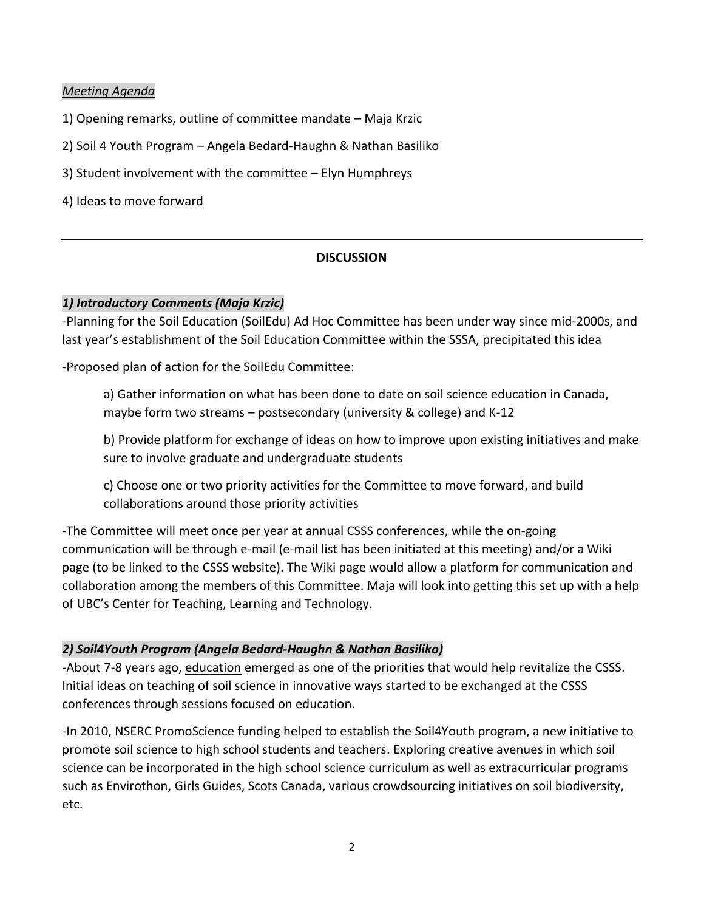*Meeting Agenda*

1) Opening remarks, outline of committee mandate – Maja Krzic

2) Soil 4 Youth Program – Angela Bedard-Haughn & Nathan Basiliko

3) Student involvement with the committee – Elyn Humphreys

4) Ideas to move forward

---

**DISCUSSION**

***1) Introductory Comments (Maja Krzic)***

-Planning for the Soil Education (SoilEdu) Ad Hoc Committee has been under way since mid-2000s, and last year's establishment of the Soil Education Committee within the SSSA, precipitated this idea

-Proposed plan of action for the SoilEdu Committee:

> a) Gather information on what has been done to date on soil science education in Canada, maybe form two streams – postsecondary (university & college) and K-12
>
> b) Provide platform for exchange of ideas on how to improve upon existing initiatives and make sure to involve graduate and undergraduate students
>
> c) Choose one or two priority activities for the Committee to move forward, and build collaborations around those priority activities

-The Committee will meet once per year at annual CSSS conferences, while the on-going communication will be through e-mail (e-mail list has been initiated at this meeting) and/or a Wiki page (to be linked to the CSSS website). The Wiki page would allow a platform for communication and collaboration among the members of this Committee. Maja will look into getting this set up with a help of UBC's Center for Teaching, Learning and Technology.

***2) Soil4Youth Program (Angela Bedard-Haughn & Nathan Basiliko)***

-About 7-8 years ago, education emerged as one of the priorities that would help revitalize the CSSS. Initial ideas on teaching of soil science in innovative ways started to be exchanged at the CSSS conferences through sessions focused on education.

-In 2010, NSERC PromoScience funding helped to establish the Soil4Youth program, a new initiative to promote soil science to high school students and teachers. Exploring creative avenues in which soil science can be incorporated in the high school science curriculum as well as extracurricular programs such as Envirothon, Girls Guides, Scots Canada, various crowdsourcing initiatives on soil biodiversity, etc.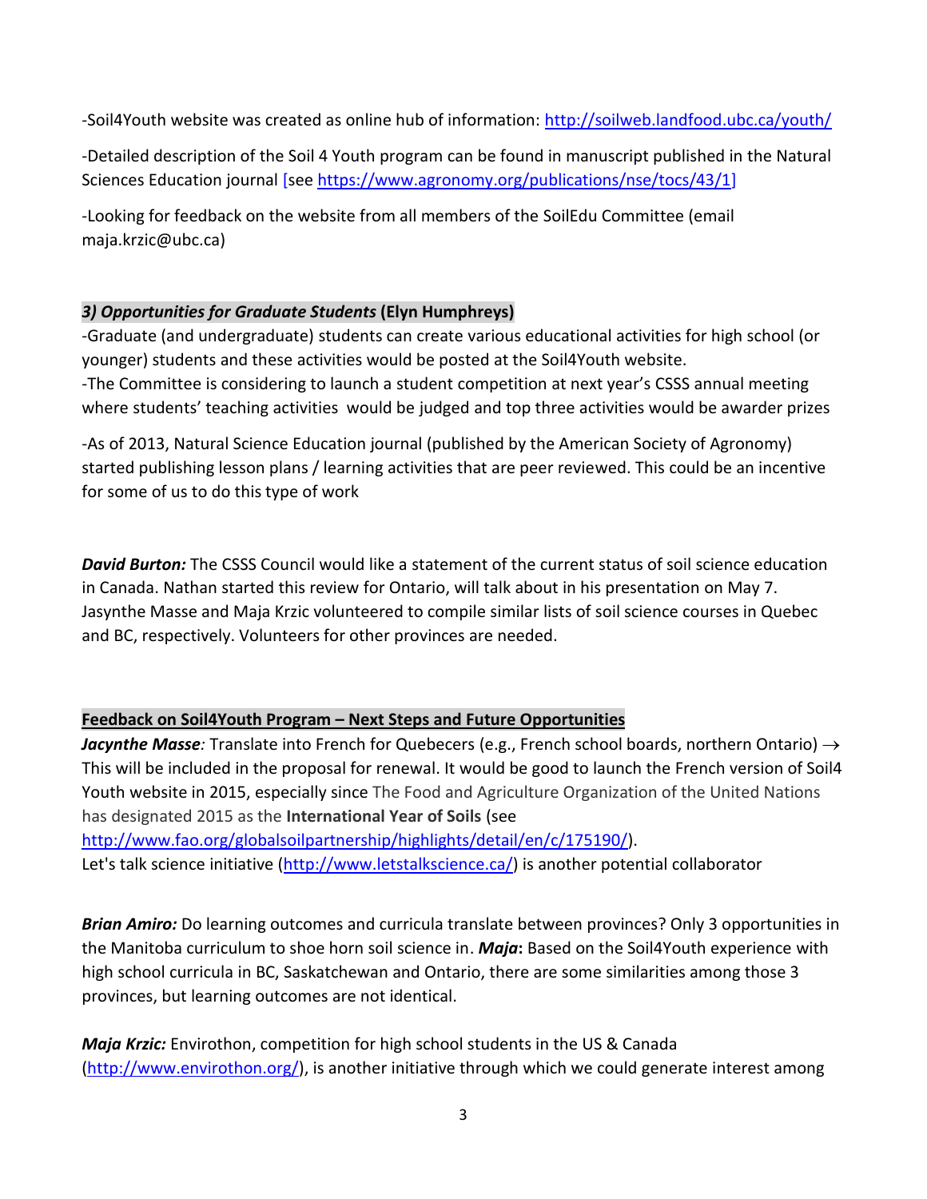-Soil4Youth website was created as online hub of information: http://soilweb.landfood.ubc.ca/youth/

-Detailed description of the Soil 4 Youth program can be found in manuscript published in the Natural Sciences Education journal [see https://www.agronomy.org/publications/nse/tocs/43/1]

-Looking for feedback on the website from all members of the SoilEdu Committee (email maja.krzic@ubc.ca)

### *3) Opportunities for Graduate Students* (Elyn Humphreys)

-Graduate (and undergraduate) students can create various educational activities for high school (or younger) students and these activities would be posted at the Soil4Youth website.
-The Committee is considering to launch a student competition at next year's CSSS annual meeting where students' teaching activities would be judged and top three activities would be awarder prizes

-As of 2013, Natural Science Education journal (published by the American Society of Agronomy) started publishing lesson plans / learning activities that are peer reviewed. This could be an incentive for some of us to do this type of work

***David Burton:*** The CSSS Council would like a statement of the current status of soil science education in Canada. Nathan started this review for Ontario, will talk about in his presentation on May 7. Jasynthe Masse and Maja Krzic volunteered to compile similar lists of soil science courses in Quebec and BC, respectively. Volunteers for other provinces are needed.

## Feedback on Soil4Youth Program – Next Steps and Future Opportunities

***Jacynthe Masse**:* Translate into French for Quebecers (e.g., French school boards, northern Ontario) → This will be included in the proposal for renewal. It would be good to launch the French version of Soil4 Youth website in 2015, especially since The Food and Agriculture Organization of the United Nations has designated 2015 as the **International Year of Soils** (see http://www.fao.org/globalsoilpartnership/highlights/detail/en/c/175190/).
Let's talk science initiative (http://www.letstalkscience.ca/) is another potential collaborator

***Brian Amiro:*** Do learning outcomes and curricula translate between provinces? Only 3 opportunities in the Manitoba curriculum to shoe horn soil science in. ***Maja*:** Based on the Soil4Youth experience with high school curricula in BC, Saskatchewan and Ontario, there are some similarities among those 3 provinces, but learning outcomes are not identical.

***Maja Krzic:*** Envirothon, competition for high school students in the US & Canada (http://www.envirothon.org/), is another initiative through which we could generate interest among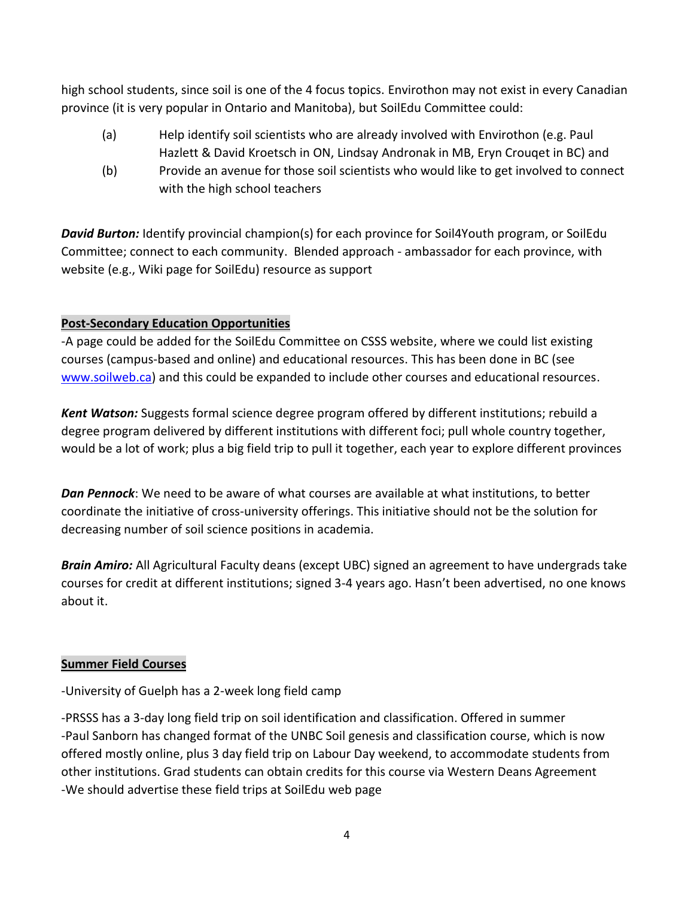high school students, since soil is one of the 4 focus topics. Envirothon may not exist in every Canadian province (it is very popular in Ontario and Manitoba), but SoilEdu Committee could:

(a) Help identify soil scientists who are already involved with Envirothon (e.g. Paul Hazlett & David Kroetsch in ON, Lindsay Andronak in MB, Eryn Crouqet in BC) and

(b) Provide an avenue for those soil scientists who would like to get involved to connect with the high school teachers

***David Burton:*** Identify provincial champion(s) for each province for Soil4Youth program, or SoilEdu Committee; connect to each community. Blended approach - ambassador for each province, with website (e.g., Wiki page for SoilEdu) resource as support

**Post-Secondary Education Opportunities**

-A page could be added for the SoilEdu Committee on CSSS website, where we could list existing courses (campus-based and online) and educational resources. This has been done in BC (see [www.soilweb.ca](www.soilweb.ca)) and this could be expanded to include other courses and educational resources.

***Kent Watson:*** Suggests formal science degree program offered by different institutions; rebuild a degree program delivered by different institutions with different foci; pull whole country together, would be a lot of work; plus a big field trip to pull it together, each year to explore different provinces

***Dan Pennock***: We need to be aware of what courses are available at what institutions, to better coordinate the initiative of cross-university offerings. This initiative should not be the solution for decreasing number of soil science positions in academia.

***Brain Amiro:*** All Agricultural Faculty deans (except UBC) signed an agreement to have undergrads take courses for credit at different institutions; signed 3-4 years ago. Hasn't been advertised, no one knows about it.

**Summer Field Courses**

-University of Guelph has a 2-week long field camp

-PRSSS has a 3-day long field trip on soil identification and classification. Offered in summer
-Paul Sanborn has changed format of the UNBC Soil genesis and classification course, which is now offered mostly online, plus 3 day field trip on Labour Day weekend, to accommodate students from other institutions. Grad students can obtain credits for this course via Western Deans Agreement
-We should advertise these field trips at SoilEdu web page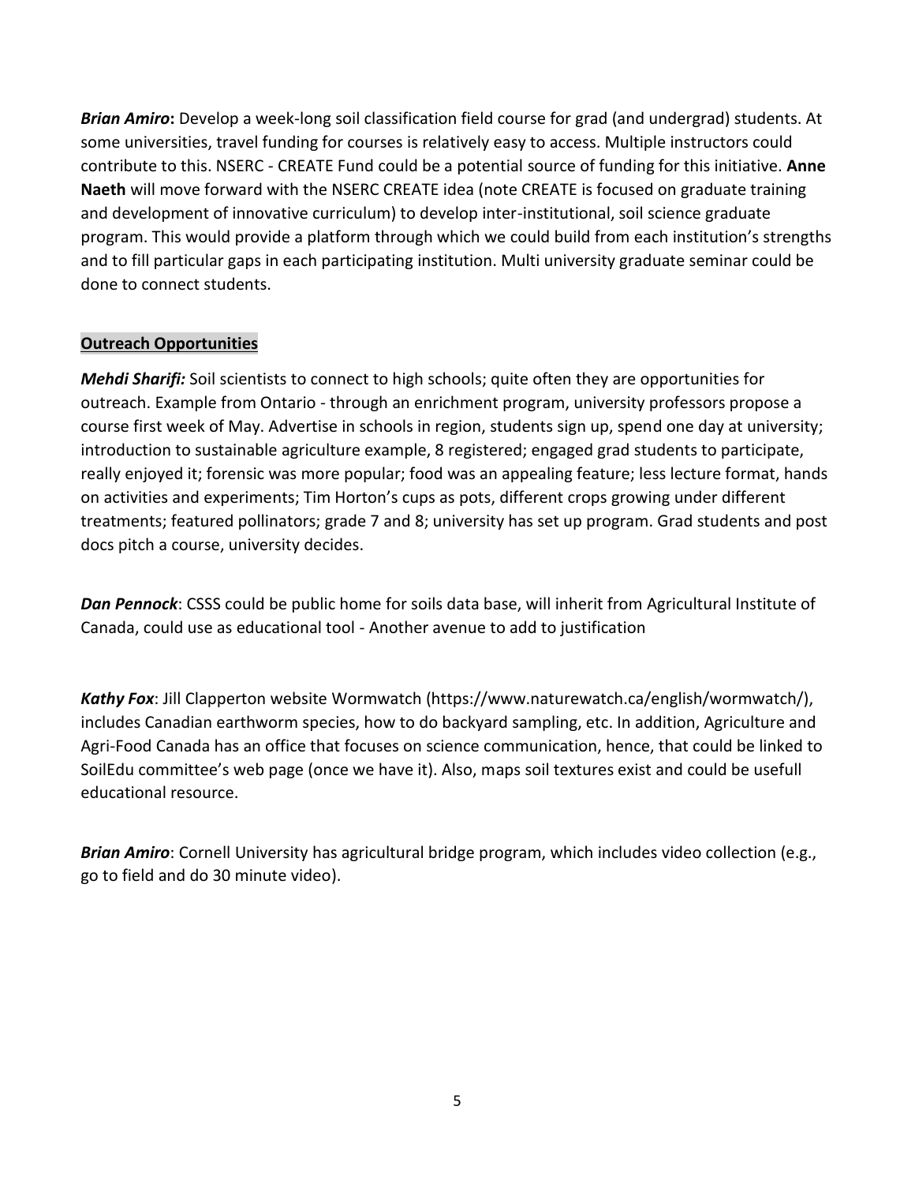***Brian Amiro*:** Develop a week-long soil classification field course for grad (and undergrad) students. At some universities, travel funding for courses is relatively easy to access. Multiple instructors could contribute to this. NSERC - CREATE Fund could be a potential source of funding for this initiative. **Anne Naeth** will move forward with the NSERC CREATE idea (note CREATE is focused on graduate training and development of innovative curriculum) to develop inter-institutional, soil science graduate program. This would provide a platform through which we could build from each institution's strengths and to fill particular gaps in each participating institution. Multi university graduate seminar could be done to connect students.

## Outreach Opportunities

***Mehdi Sharifi:*** Soil scientists to connect to high schools; quite often they are opportunities for outreach. Example from Ontario - through an enrichment program, university professors propose a course first week of May. Advertise in schools in region, students sign up, spend one day at university; introduction to sustainable agriculture example, 8 registered; engaged grad students to participate, really enjoyed it; forensic was more popular; food was an appealing feature; less lecture format, hands on activities and experiments; Tim Horton's cups as pots, different crops growing under different treatments; featured pollinators; grade 7 and 8; university has set up program. Grad students and post docs pitch a course, university decides.

***Dan Pennock***: CSSS could be public home for soils data base, will inherit from Agricultural Institute of Canada, could use as educational tool - Another avenue to add to justification

***Kathy Fox***: Jill Clapperton website Wormwatch (https://www.naturewatch.ca/english/wormwatch/), includes Canadian earthworm species, how to do backyard sampling, etc. In addition, Agriculture and Agri-Food Canada has an office that focuses on science communication, hence, that could be linked to SoilEdu committee's web page (once we have it). Also, maps soil textures exist and could be usefull educational resource.

***Brian Amiro***: Cornell University has agricultural bridge program, which includes video collection (e.g., go to field and do 30 minute video).